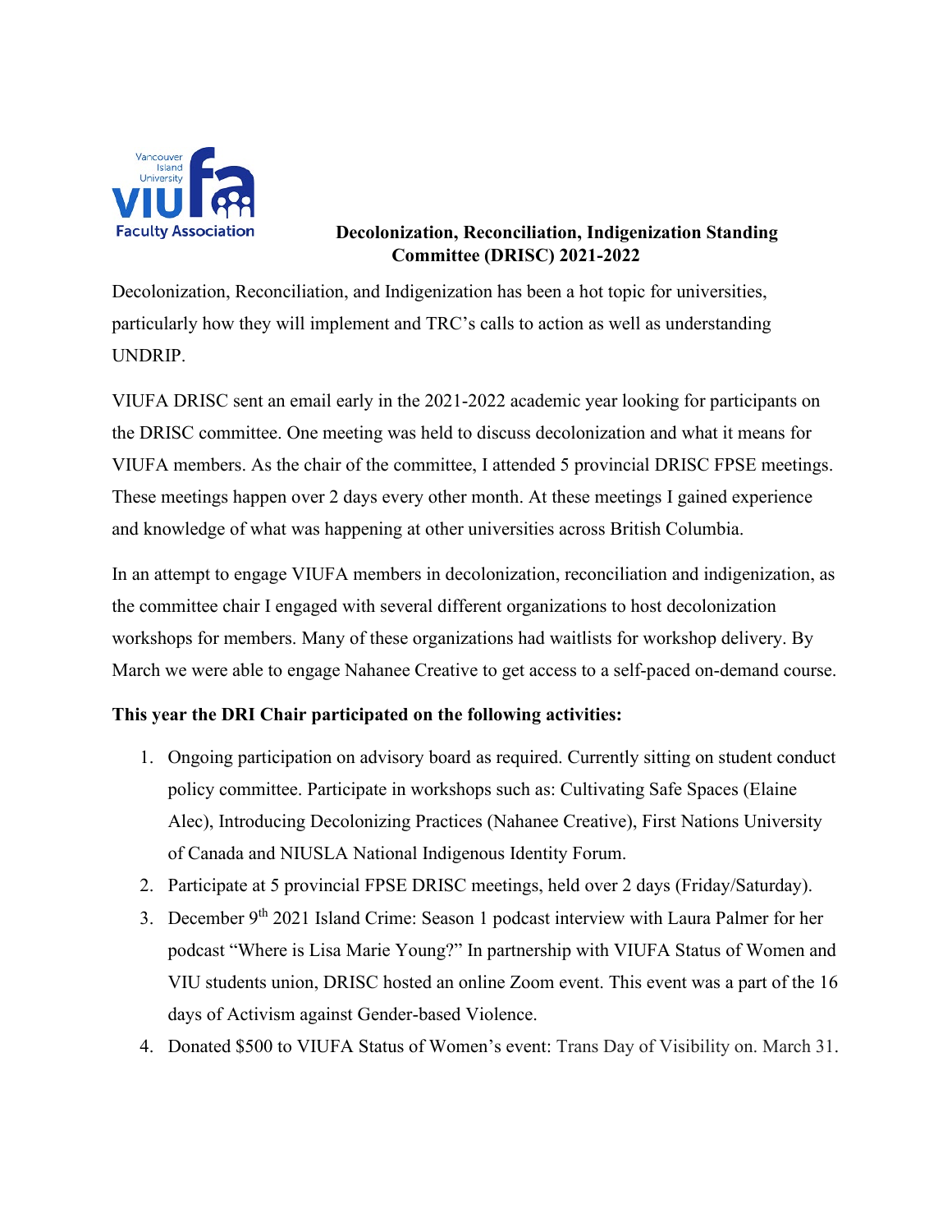# Decolonization, Reconciliation, Indigenization Standing Committee (DRISC) 2021-2022

Decolonization, Reconciliation, and Indigenization has been a hot topic for universities, particularly how they will implement and TRC's calls to action as well as understanding UNDRIP.

VIUFA DRISC sent an email early in the 2021-2022 academic year looking for participants on the DRISC committee. One meeting was held to discuss decolonization and what it means for VIUFA members. As the chair of the committee, I attended 5 provincial DRISC FPSE meetings. These meetings happen over 2 days every other month. At these meetings I gained experience and knowledge of what was happening at other universities across British Columbia.

In an attempt to engage VIUFA members in decolonization, reconciliation and indigenization, as the committee chair I engaged with several different organizations to host decolonization workshops for members. Many of these organizations had waitlists for workshop delivery. By March we were able to engage Nahanee Creative to get access to a self-paced on-demand course.

**This year the DRI Chair participated on the following activities:**

1. Ongoing participation on advisory board as required. Currently sitting on student conduct policy committee. Participate in workshops such as: Cultivating Safe Spaces (Elaine Alec), Introducing Decolonizing Practices (Nahanee Creative), First Nations University of Canada and NIUSLA National Indigenous Identity Forum.
2. Participate at 5 provincial FPSE DRISC meetings, held over 2 days (Friday/Saturday).
3. December 9th 2021 Island Crime: Season 1 podcast interview with Laura Palmer for her podcast "Where is Lisa Marie Young?" In partnership with VIUFA Status of Women and VIU students union, DRISC hosted an online Zoom event. This event was a part of the 16 days of Activism against Gender-based Violence.
4. Donated $500 to VIUFA Status of Women's event: Trans Day of Visibility on. March 31.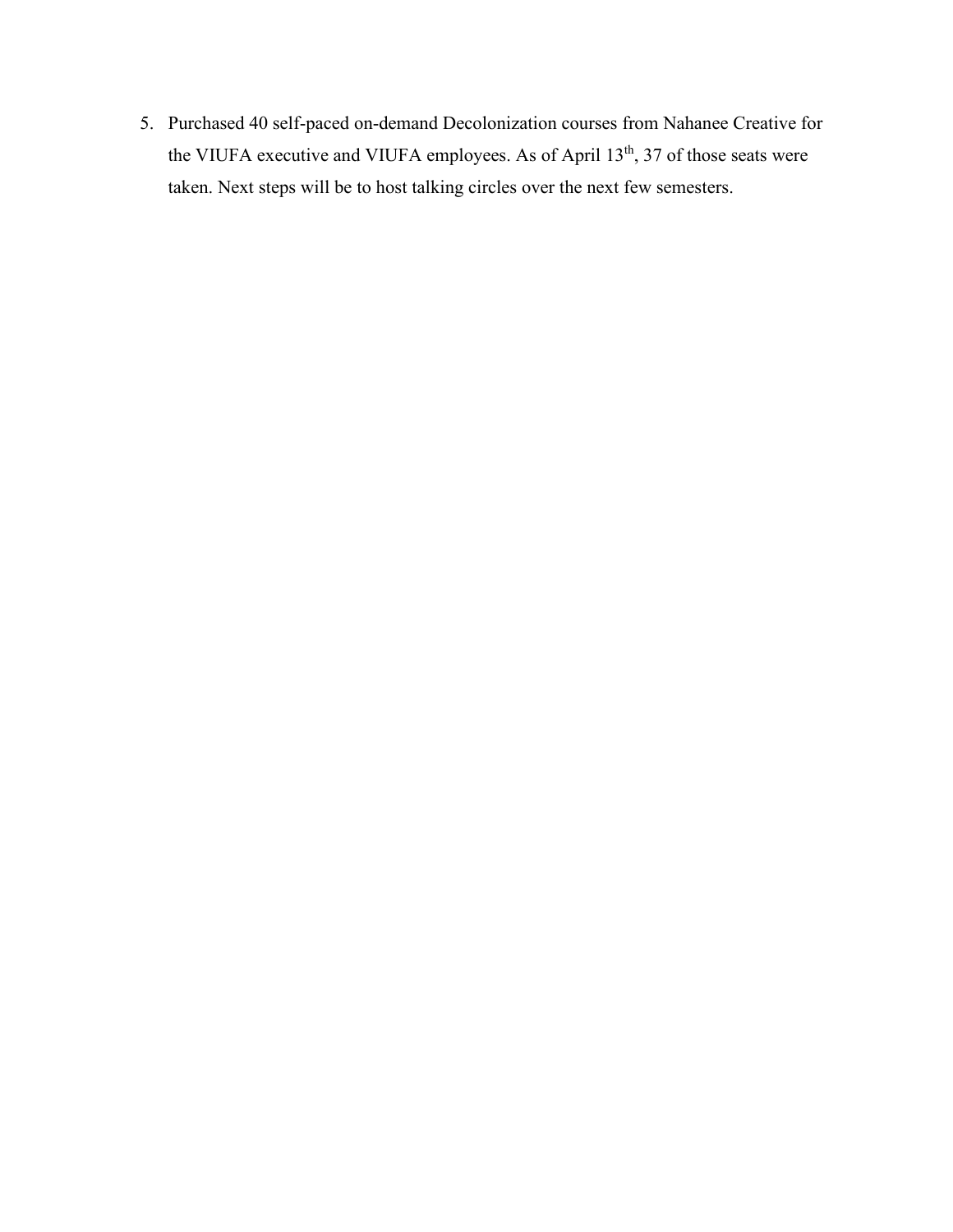5. Purchased 40 self-paced on-demand Decolonization courses from Nahanee Creative for the VIUFA executive and VIUFA employees. As of April 13th, 37 of those seats were taken. Next steps will be to host talking circles over the next few semesters.